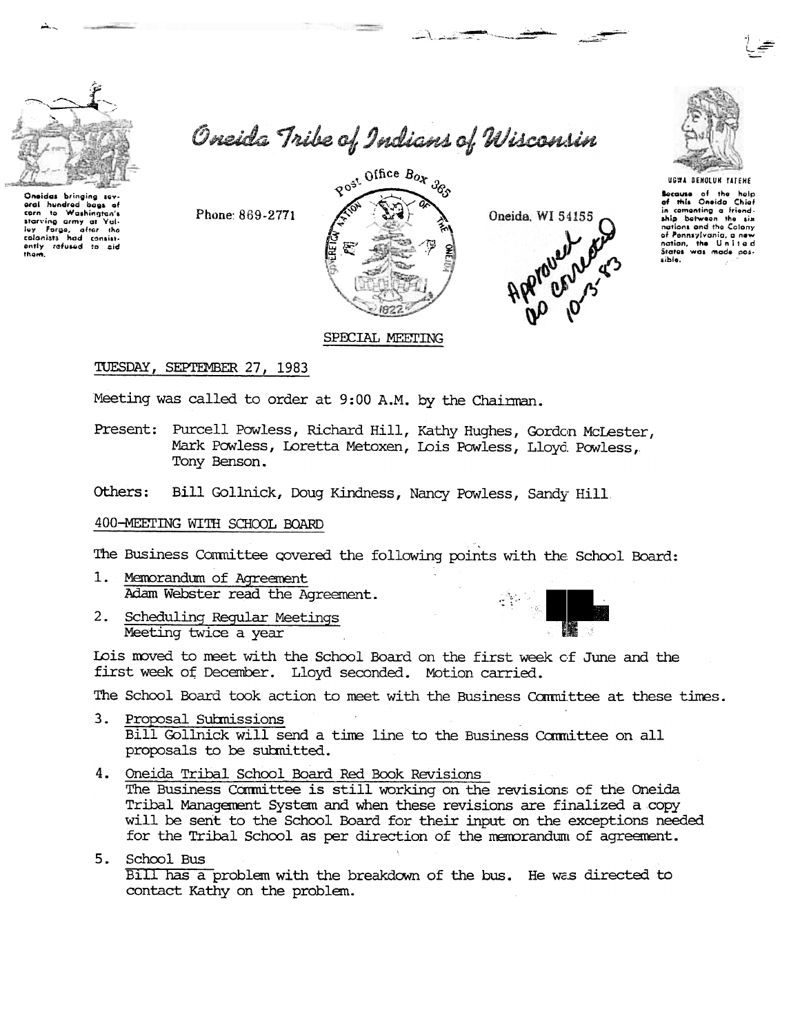# Oneida Tribe of Indians of Wisconsin

Oneidas bringing several hundred bags of corn to Washington's starving army at Valley Forge, after the colonists had consistently refused to aid them.

Phone: 869-2771

Post Office Box 365

Oneida, WI 54155

UGWA DEHOLUH YATEHE

Because of the help of this Oneida Chief in cementing a friendship between the six nations and the Colony of Pennsylvania, a new nation, the United States was made possible.

Approved as corrected 10-3-83

## SPECIAL MEETING

TUESDAY, SEPTEMBER 27, 1983

Meeting was called to order at 9:00 A.M. by the Chairman.

Present: Purcell Powless, Richard Hill, Kathy Hughes, Gordon McLester, Mark Powless, Loretta Metoxen, Lois Powless, Lloyd Powless, Tony Benson.

Others: Bill Gollnick, Doug Kindness, Nancy Powless, Sandy Hill

400-MEETING WITH SCHOOL BOARD

The Business Committee covered the following points with the School Board:

1. Memorandum of Agreement
   Adam Webster read the Agreement.
2. Scheduling Regular Meetings
   Meeting twice a year

Lois moved to meet with the School Board on the first week of June and the first week of December. Lloyd seconded. Motion carried.

The School Board took action to meet with the Business Committee at these times.

3. Proposal Submissions
   Bill Gollnick will send a time line to the Business Committee on all proposals to be submitted.
4. Oneida Tribal School Board Red Book Revisions
   The Business Committee is still working on the revisions of the Oneida Tribal Management System and when these revisions are finalized a copy will be sent to the School Board for their input on the exceptions needed for the Tribal School as per direction of the memorandum of agreement.
5. School Bus
   Bill has a problem with the breakdown of the bus. He was directed to contact Kathy on the problem.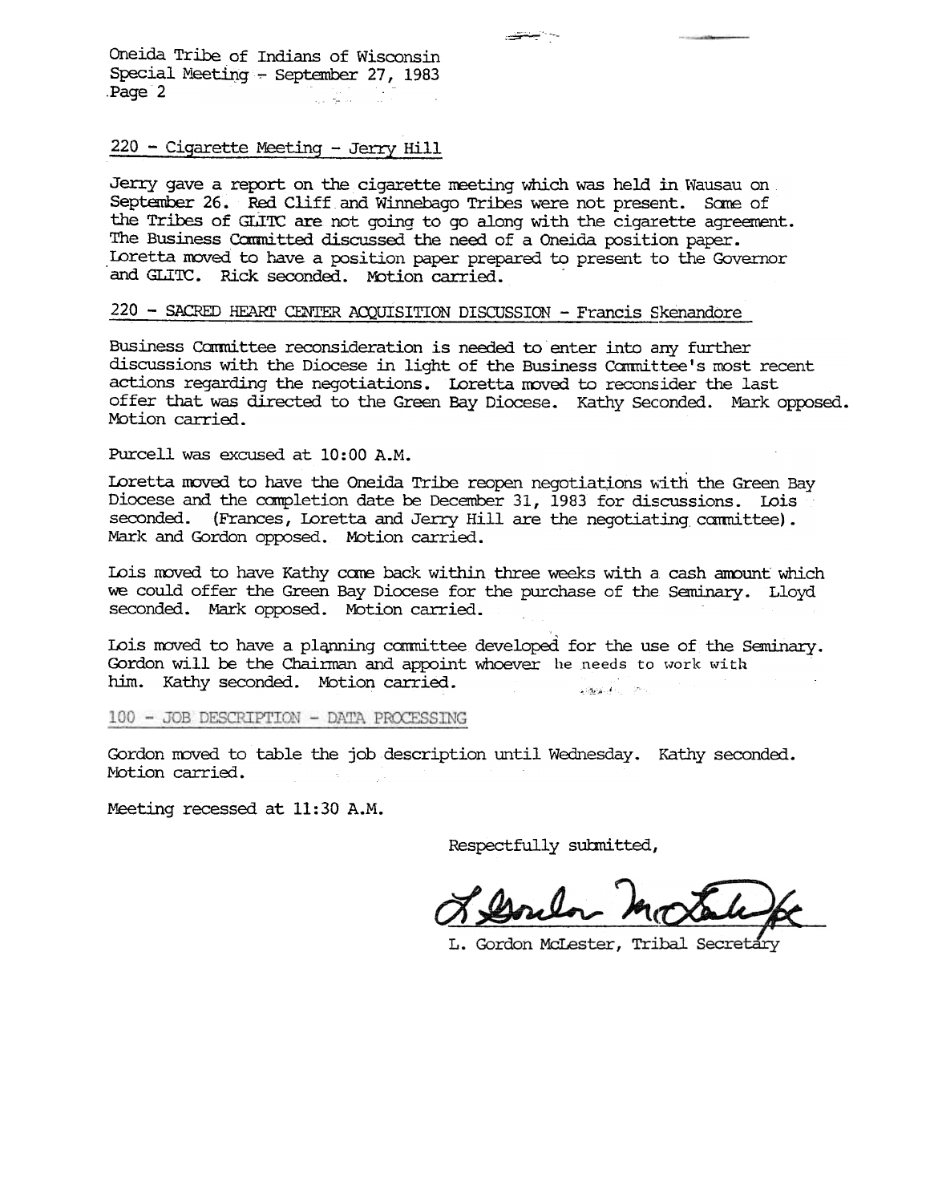220 - Cigarette Meeting - Jerry Hill

Jerry gave a report on the cigarette meeting which was held in Wausau on September 26. Red Cliff and Winnebago Tribes were not present. Some of the Tribes of GLITC are not going to go along with the cigarette agreement. The Business Committed discussed the need of a Oneida position paper. Loretta moved to have a position paper prepared to present to the Governor and GLITC. Rick seconded. Motion carried.

220 - SACRED HEART CENTER ACQUISITION DISCUSSION - Francis Skenandore

Business Committee reconsideration is needed to enter into any further discussions with the Diocese in light of the Business Committee's most recent actions regarding the negotiations. Loretta moved to reconsider the last offer that was directed to the Green Bay Diocese. Kathy Seconded. Mark opposed. Motion carried.

Purcell was excused at 10:00 A.M.

Loretta moved to have the Oneida Tribe reopen negotiations with the Green Bay Diocese and the completion date be December 31, 1983 for discussions. Lois seconded. (Frances, Loretta and Jerry Hill are the negotiating committee). Mark and Gordon opposed. Motion carried.

Lois moved to have Kathy come back within three weeks with a cash amount which we could offer the Green Bay Diocese for the purchase of the Seminary. Lloyd seconded. Mark opposed. Motion carried.

Lois moved to have a planning committee developed for the use of the Seminary. Gordon will be the Chairman and appoint whoever he needs to work with him. Kathy seconded. Motion carried.

100 - JOB DESCRIPTION - DATA PROCESSING

Gordon moved to table the job description until Wednesday. Kathy seconded. Motion carried.

Meeting recessed at 11:30 A.M.

Respectfully submitted,

L. Gordon McLester, Tribal Secretary